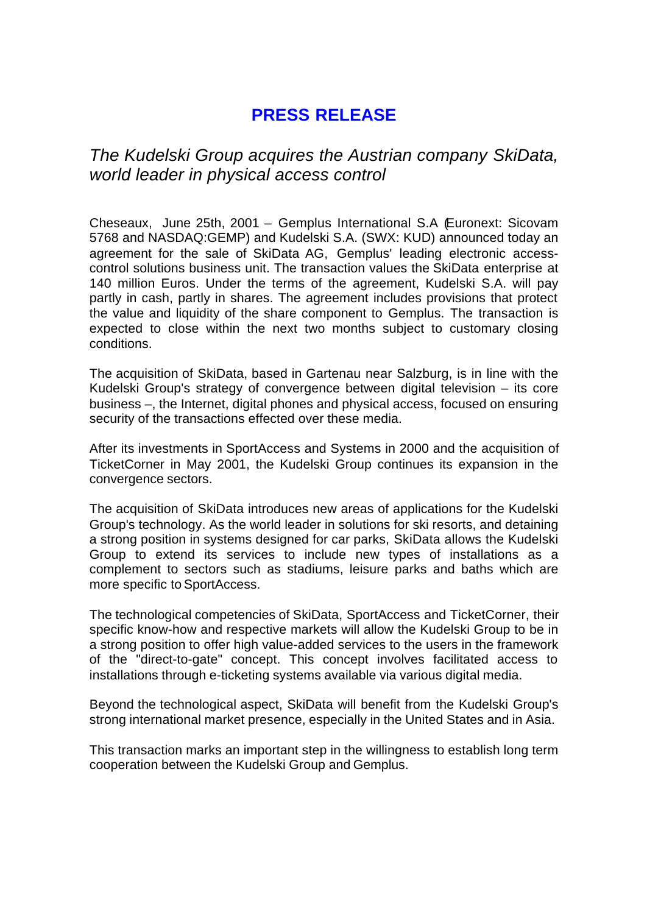# PRESS RELEASE

## *The Kudelski Group acquires the Austrian company SkiData, world leader in physical access control*

Cheseaux, June 25th, 2001 – Gemplus International S.A (Euronext: Sicovam 5768 and NASDAQ:GEMP) and Kudelski S.A. (SWX: KUD) announced today an agreement for the sale of SkiData AG, Gemplus' leading electronic access-control solutions business unit. The transaction values the SkiData enterprise at 140 million Euros. Under the terms of the agreement, Kudelski S.A. will pay partly in cash, partly in shares. The agreement includes provisions that protect the value and liquidity of the share component to Gemplus. The transaction is expected to close within the next two months subject to customary closing conditions.

The acquisition of SkiData, based in Gartenau near Salzburg, is in line with the Kudelski Group's strategy of convergence between digital television – its core business –, the Internet, digital phones and physical access, focused on ensuring security of the transactions effected over these media.

After its investments in SportAccess and Systems in 2000 and the acquisition of TicketCorner in May 2001, the Kudelski Group continues its expansion in the convergence sectors.

The acquisition of SkiData introduces new areas of applications for the Kudelski Group's technology. As the world leader in solutions for ski resorts, and detaining a strong position in systems designed for car parks, SkiData allows the Kudelski Group to extend its services to include new types of installations as a complement to sectors such as stadiums, leisure parks and baths which are more specific to SportAccess.

The technological competencies of SkiData, SportAccess and TicketCorner, their specific know-how and respective markets will allow the Kudelski Group to be in a strong position to offer high value-added services to the users in the framework of the "direct-to-gate" concept. This concept involves facilitated access to installations through e-ticketing systems available via various digital media.

Beyond the technological aspect, SkiData will benefit from the Kudelski Group's strong international market presence, especially in the United States and in Asia.

This transaction marks an important step in the willingness to establish long term cooperation between the Kudelski Group and Gemplus.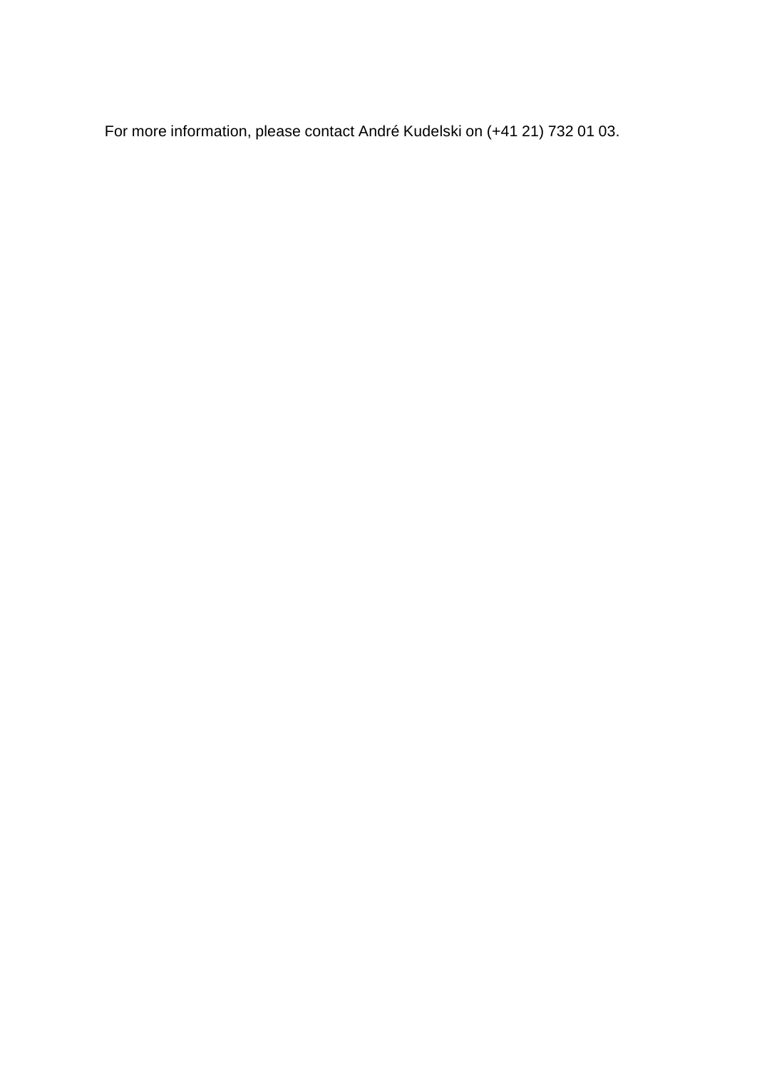For more information, please contact André Kudelski on (+41 21) 732 01 03.